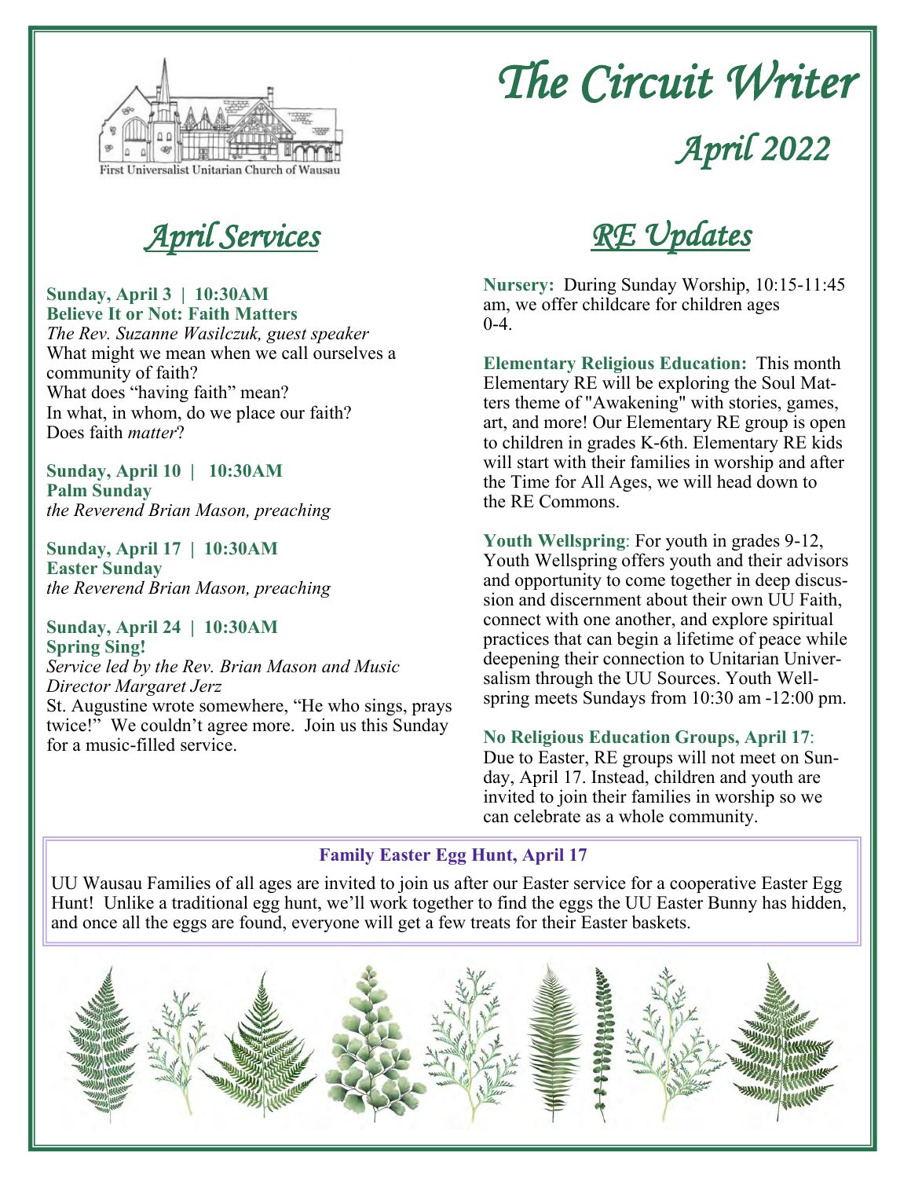First Universalist Unitarian Church of Wausau

# The Circuit Writer

## April 2022

## April Services

**Sunday, April 3 | 10:30AM**
**Believe It or Not: Faith Matters**
*The Rev. Suzanne Wasilczuk, guest speaker*
What might we mean when we call ourselves a community of faith?
What does "having faith" mean?
In what, in whom, do we place our faith?
Does faith *matter*?

**Sunday, April 10 | 10:30AM**
**Palm Sunday**
*the Reverend Brian Mason, preaching*

**Sunday, April 17 | 10:30AM**
**Easter Sunday**
*the Reverend Brian Mason, preaching*

**Sunday, April 24 | 10:30AM**
**Spring Sing!**
*Service led by the Rev. Brian Mason and Music Director Margaret Jerz*
St. Augustine wrote somewhere, "He who sings, prays twice!" We couldn't agree more. Join us this Sunday for a music-filled service.

## RE Updates

**Nursery:** During Sunday Worship, 10:15-11:45 am, we offer childcare for children ages 0-4.

**Elementary Religious Education:** This month Elementary RE will be exploring the Soul Matters theme of "Awakening" with stories, games, art, and more! Our Elementary RE group is open to children in grades K-6th. Elementary RE kids will start with their families in worship and after the Time for All Ages, we will head down to the RE Commons.

**Youth Wellspring**: For youth in grades 9-12, Youth Wellspring offers youth and their advisors and opportunity to come together in deep discussion and discernment about their own UU Faith, connect with one another, and explore spiritual practices that can begin a lifetime of peace while deepening their connection to Unitarian Universalism through the UU Sources. Youth Wellspring meets Sundays from 10:30 am -12:00 pm.

**No Religious Education Groups, April 17**: Due to Easter, RE groups will not meet on Sunday, April 17. Instead, children and youth are invited to join their families in worship so we can celebrate as a whole community.

**Family Easter Egg Hunt, April 17**

UU Wausau Families of all ages are invited to join us after our Easter service for a cooperative Easter Egg Hunt! Unlike a traditional egg hunt, we'll work together to find the eggs the UU Easter Bunny has hidden, and once all the eggs are found, everyone will get a few treats for their Easter baskets.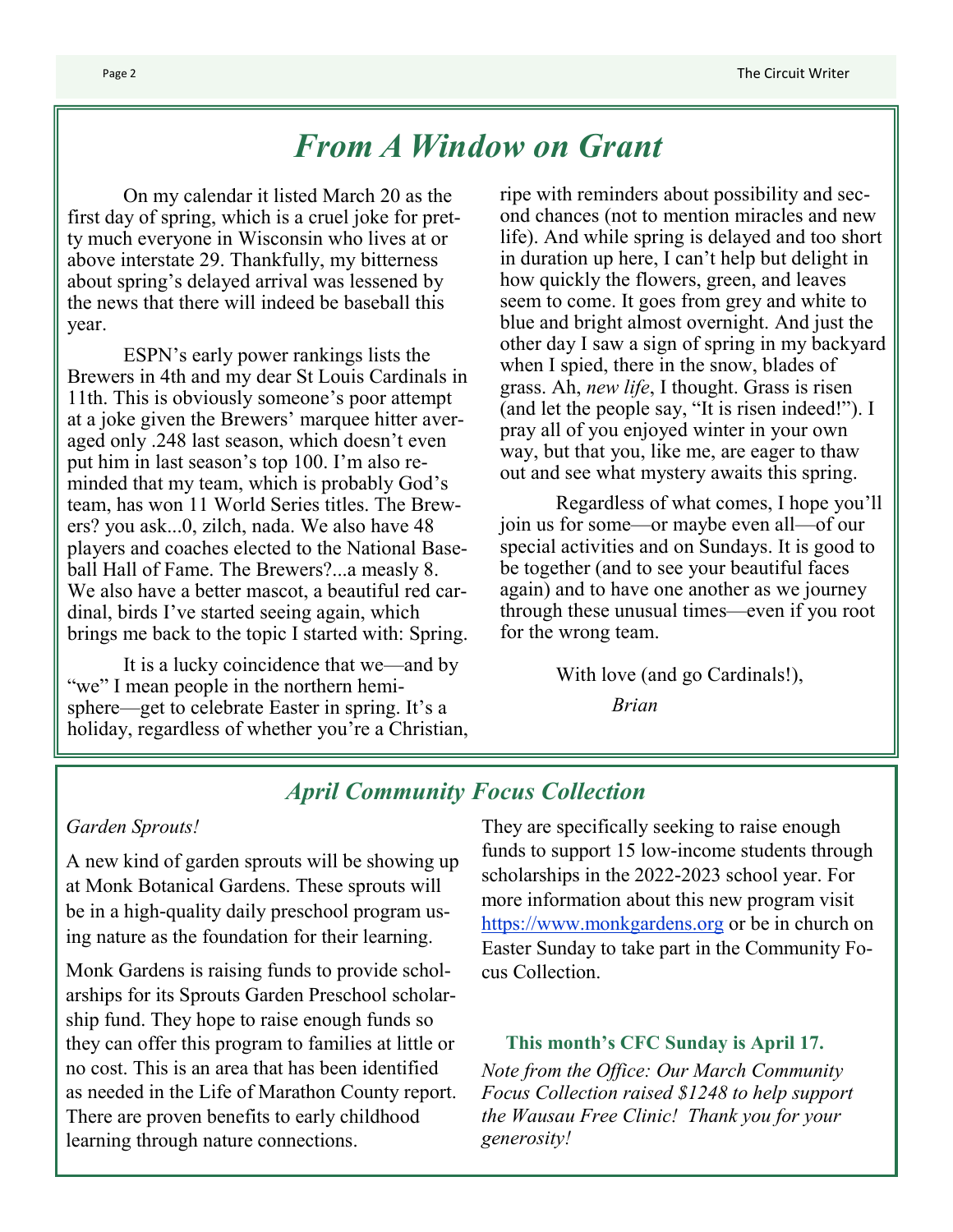## *From A Window on Grant*

On my calendar it listed March 20 as the first day of spring, which is a cruel joke for pretty much everyone in Wisconsin who lives at or above interstate 29. Thankfully, my bitterness about spring's delayed arrival was lessened by the news that there will indeed be baseball this year.

ESPN's early power rankings lists the Brewers in 4th and my dear St Louis Cardinals in 11th. This is obviously someone's poor attempt at a joke given the Brewers' marquee hitter averaged only .248 last season, which doesn't even put him in last season's top 100. I'm also reminded that my team, which is probably God's team, has won 11 World Series titles. The Brewers? you ask...0, zilch, nada. We also have 48 players and coaches elected to the National Baseball Hall of Fame. The Brewers?...a measly 8. We also have a better mascot, a beautiful red cardinal, birds I've started seeing again, which brings me back to the topic I started with: Spring.

It is a lucky coincidence that we—and by "we" I mean people in the northern hemisphere—get to celebrate Easter in spring. It's a holiday, regardless of whether you're a Christian, ripe with reminders about possibility and second chances (not to mention miracles and new life). And while spring is delayed and too short in duration up here, I can't help but delight in how quickly the flowers, green, and leaves seem to come. It goes from grey and white to blue and bright almost overnight. And just the other day I saw a sign of spring in my backyard when I spied, there in the snow, blades of grass. Ah, *new life*, I thought. Grass is risen (and let the people say, "It is risen indeed!"). I pray all of you enjoyed winter in your own way, but that you, like me, are eager to thaw out and see what mystery awaits this spring.

Regardless of what comes, I hope you'll join us for some—or maybe even all—of our special activities and on Sundays. It is good to be together (and to see your beautiful faces again) and to have one another as we journey through these unusual times—even if you root for the wrong team.

With love (and go Cardinals!),

*Brian*

## *April Community Focus Collection*

*Garden Sprouts!*

A new kind of garden sprouts will be showing up at Monk Botanical Gardens. These sprouts will be in a high-quality daily preschool program using nature as the foundation for their learning.

Monk Gardens is raising funds to provide scholarships for its Sprouts Garden Preschool scholarship fund. They hope to raise enough funds so they can offer this program to families at little or no cost. This is an area that has been identified as needed in the Life of Marathon County report. There are proven benefits to early childhood learning through nature connections.

They are specifically seeking to raise enough funds to support 15 low-income students through scholarships in the 2022-2023 school year. For more information about this new program visit https://www.monkgardens.org or be in church on Easter Sunday to take part in the Community Focus Collection.

**This month's CFC Sunday is April 17.**

*Note from the Office: Our March Community Focus Collection raised $1248 to help support the Wausau Free Clinic! Thank you for your generosity!*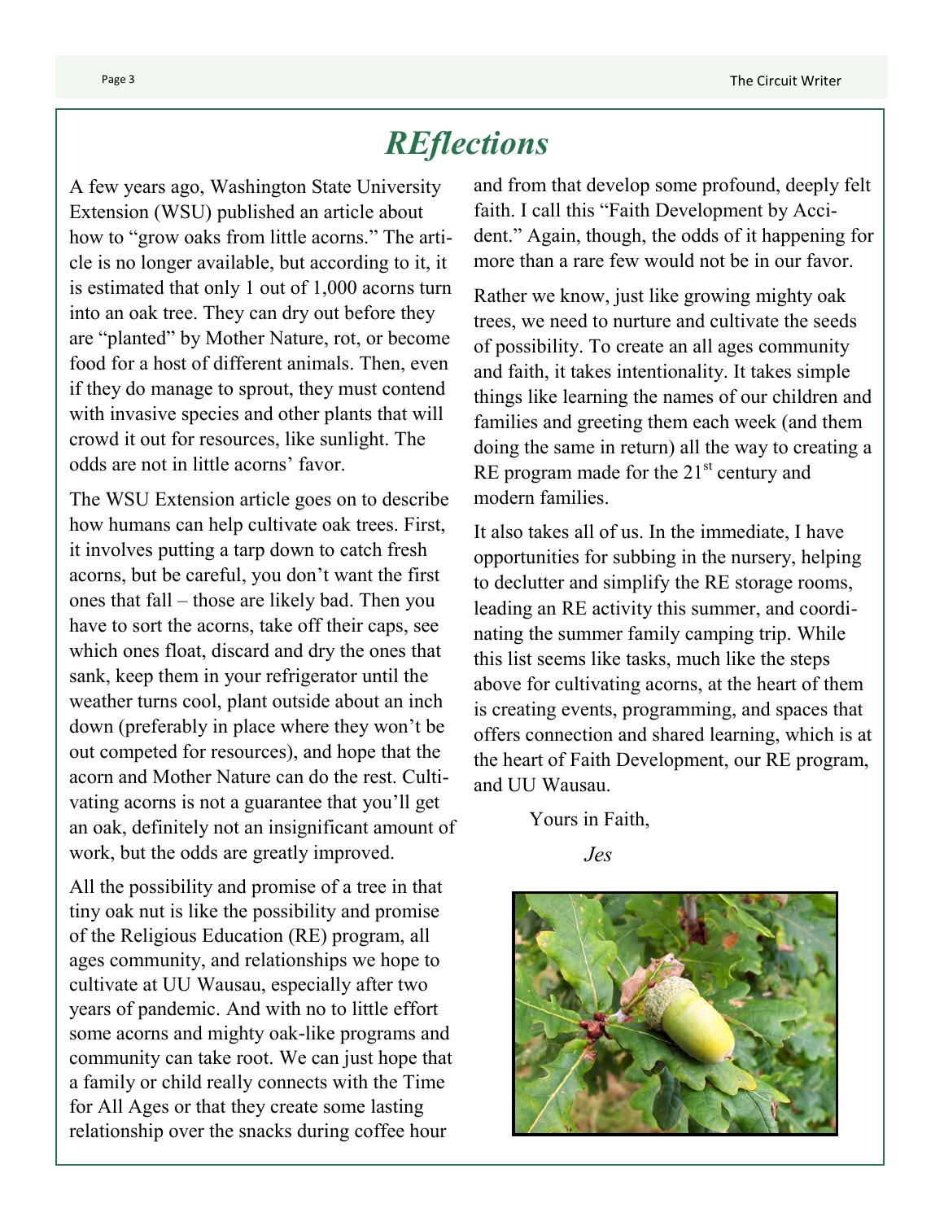# *REflections*

A few years ago, Washington State University Extension (WSU) published an article about how to "grow oaks from little acorns." The article is no longer available, but according to it, it is estimated that only 1 out of 1,000 acorns turn into an oak tree. They can dry out before they are "planted" by Mother Nature, rot, or become food for a host of different animals. Then, even if they do manage to sprout, they must contend with invasive species and other plants that will crowd it out for resources, like sunlight. The odds are not in little acorns' favor.

The WSU Extension article goes on to describe how humans can help cultivate oak trees. First, it involves putting a tarp down to catch fresh acorns, but be careful, you don't want the first ones that fall – those are likely bad. Then you have to sort the acorns, take off their caps, see which ones float, discard and dry the ones that sank, keep them in your refrigerator until the weather turns cool, plant outside about an inch down (preferably in place where they won't be out competed for resources), and hope that the acorn and Mother Nature can do the rest. Cultivating acorns is not a guarantee that you'll get an oak, definitely not an insignificant amount of work, but the odds are greatly improved.

All the possibility and promise of a tree in that tiny oak nut is like the possibility and promise of the Religious Education (RE) program, all ages community, and relationships we hope to cultivate at UU Wausau, especially after two years of pandemic. And with no to little effort some acorns and mighty oak-like programs and community can take root. We can just hope that a family or child really connects with the Time for All Ages or that they create some lasting relationship over the snacks during coffee hour and from that develop some profound, deeply felt faith. I call this "Faith Development by Accident." Again, though, the odds of it happening for more than a rare few would not be in our favor.

Rather we know, just like growing mighty oak trees, we need to nurture and cultivate the seeds of possibility. To create an all ages community and faith, it takes intentionality. It takes simple things like learning the names of our children and families and greeting them each week (and them doing the same in return) all the way to creating a RE program made for the 21st century and modern families.

It also takes all of us. In the immediate, I have opportunities for subbing in the nursery, helping to declutter and simplify the RE storage rooms, leading an RE activity this summer, and coordinating the summer family camping trip. While this list seems like tasks, much like the steps above for cultivating acorns, at the heart of them is creating events, programming, and spaces that offers connection and shared learning, which is at the heart of Faith Development, our RE program, and UU Wausau.

Yours in Faith,

*Jes*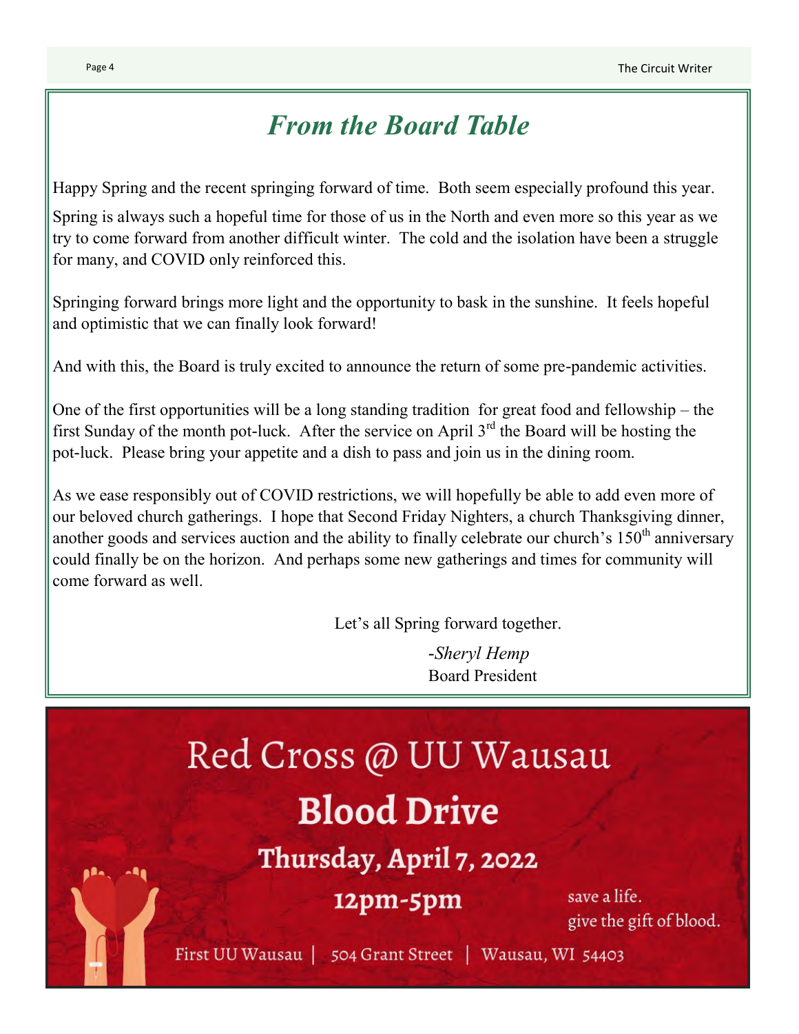## *From the Board Table*

Happy Spring and the recent springing forward of time. Both seem especially profound this year. Spring is always such a hopeful time for those of us in the North and even more so this year as we try to come forward from another difficult winter. The cold and the isolation have been a struggle for many, and COVID only reinforced this.

Springing forward brings more light and the opportunity to bask in the sunshine. It feels hopeful and optimistic that we can finally look forward!

And with this, the Board is truly excited to announce the return of some pre-pandemic activities.

One of the first opportunities will be a long standing tradition for great food and fellowship – the first Sunday of the month pot-luck. After the service on April 3rd the Board will be hosting the pot-luck. Please bring your appetite and a dish to pass and join us in the dining room.

As we ease responsibly out of COVID restrictions, we will hopefully be able to add even more of our beloved church gatherings. I hope that Second Friday Nighters, a church Thanksgiving dinner, another goods and services auction and the ability to finally celebrate our church's 150th anniversary could finally be on the horizon. And perhaps some new gatherings and times for community will come forward as well.

Let's all Spring forward together.

-*Sheryl Hemp*
Board President

# Red Cross @ UU Wausau

# **Blood Drive**

**Thursday, April 7, 2022**

**12pm-5pm**

save a life.
give the gift of blood.

First UU Wausau | 504 Grant Street | Wausau, WI 54403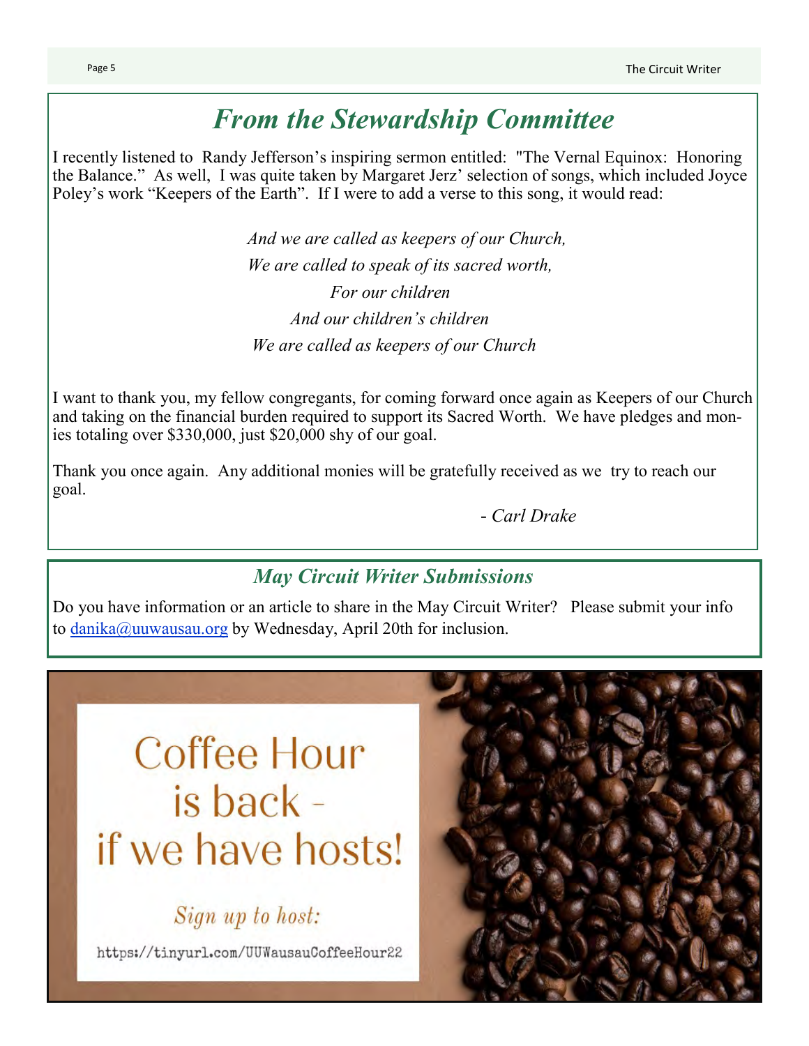## *From the Stewardship Committee*

I recently listened to Randy Jefferson's inspiring sermon entitled: "The Vernal Equinox: Honoring the Balance." As well, I was quite taken by Margaret Jerz' selection of songs, which included Joyce Poley's work "Keepers of the Earth". If I were to add a verse to this song, it would read:

*And we are called as keepers of our Church,*
*We are called to speak of its sacred worth,*
*For our children*
*And our children's children*
*We are called as keepers of our Church*

I want to thank you, my fellow congregants, for coming forward once again as Keepers of our Church and taking on the financial burden required to support its Sacred Worth. We have pledges and monies totaling over $330,000, just $20,000 shy of our goal.

Thank you once again. Any additional monies will be gratefully received as we try to reach our goal.

- *Carl Drake*

### *May Circuit Writer Submissions*

Do you have information or an article to share in the May Circuit Writer? Please submit your info to danika@uuwausau.org by Wednesday, April 20th for inclusion.

# Coffee Hour is back - if we have hosts!

*Sign up to host:*

https://tinyurl.com/UUWausauCoffeeHour22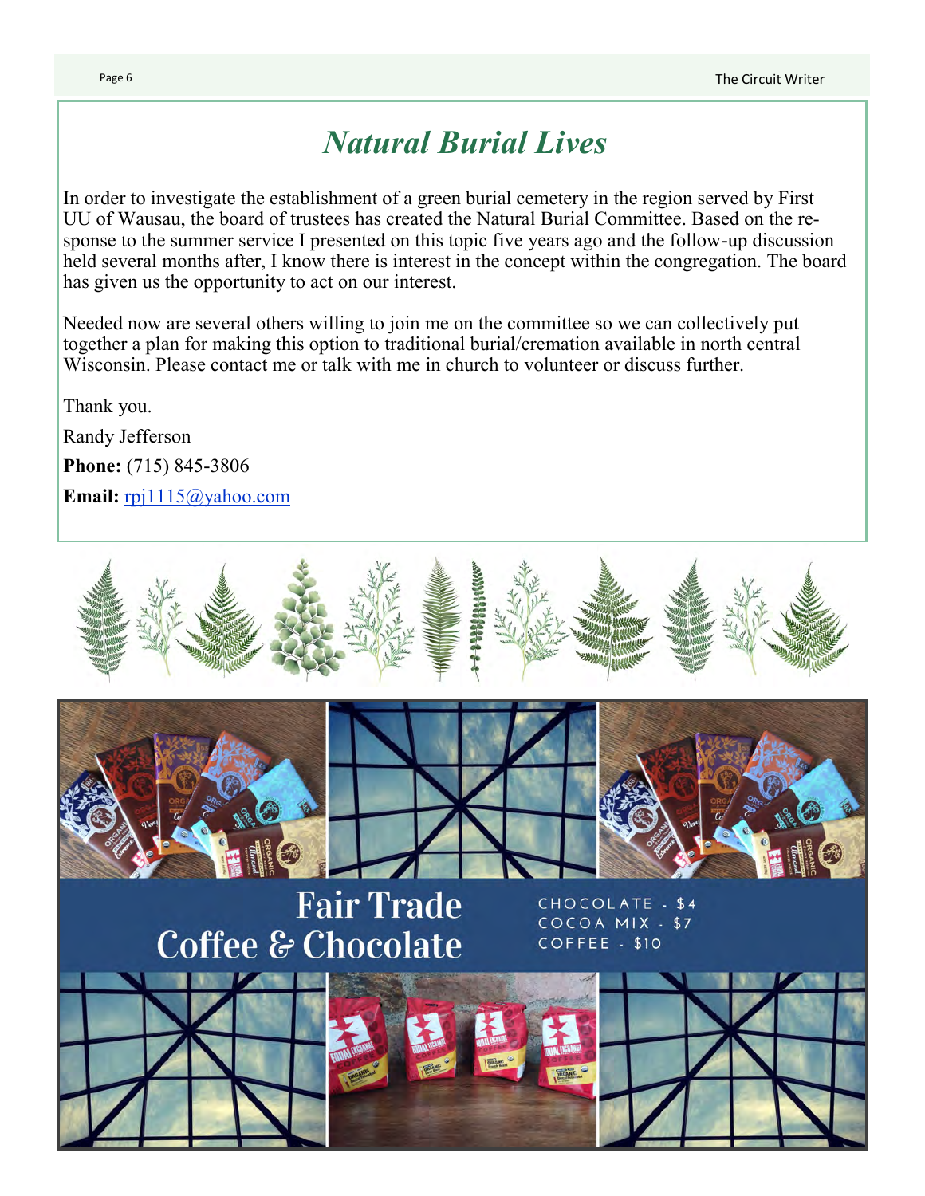# *Natural Burial Lives*

In order to investigate the establishment of a green burial cemetery in the region served by First UU of Wausau, the board of trustees has created the Natural Burial Committee. Based on the response to the summer service I presented on this topic five years ago and the follow-up discussion held several months after, I know there is interest in the concept within the congregation. The board has given us the opportunity to act on our interest.

Needed now are several others willing to join me on the committee so we can collectively put together a plan for making this option to traditional burial/cremation available in north central Wisconsin. Please contact me or talk with me in church to volunteer or discuss further.

Thank you.

Randy Jefferson

**Phone:** (715) 845-3806

**Email:** rpj1115@yahoo.com

## Fair Trade Coffee & Chocolate

CHOCOLATE - $4
COCOA MIX - $7
COFFEE - $10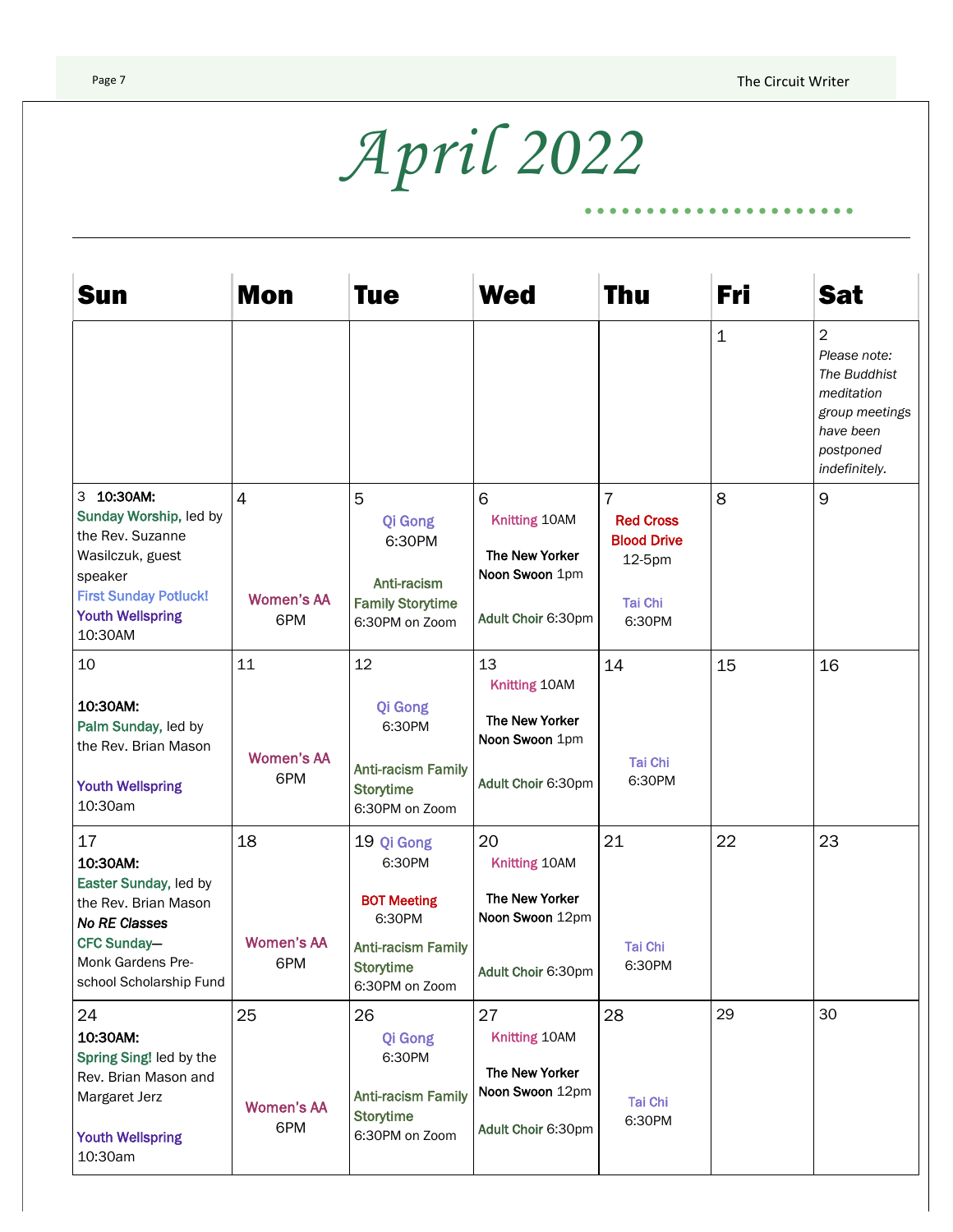# April 2022

| Sun | Mon | Tue | Wed | Thu | Fri | Sat |
|---|---|---|---|---|---|---|
| | | | | | 1 | 2 *Please note: The Buddhist meditation group meetings have been postponed indefinitely.* |
| 3 **10:30AM:** Sunday Worship, led by the Rev. Suzanne Wasilczuk, guest speaker First Sunday Potluck! Youth Wellspring 10:30AM | 4 Women's AA 6PM | 5 Qi Gong 6:30PM Anti-racism Family Storytime 6:30PM on Zoom | 6 Knitting 10AM The New Yorker Noon Swoon 1pm Adult Choir 6:30pm | 7 Red Cross Blood Drive 12-5pm Tai Chi 6:30PM | 8 | 9 |
| 10 **10:30AM:** Palm Sunday, led by the Rev. Brian Mason Youth Wellspring 10:30am | 11 Women's AA 6PM | 12 Qi Gong 6:30PM Anti-racism Family Storytime 6:30PM on Zoom | 13 Knitting 10AM The New Yorker Noon Swoon 1pm Adult Choir 6:30pm | 14 Tai Chi 6:30PM | 15 | 16 |
| 17 **10:30AM:** Easter Sunday, led by the Rev. Brian Mason ***No RE Classes*** CFC Sunday— Monk Gardens Pre-school Scholarship Fund | 18 Women's AA 6PM | 19 Qi Gong 6:30PM BOT Meeting 6:30PM Anti-racism Family Storytime 6:30PM on Zoom | 20 Knitting 10AM The New Yorker Noon Swoon 12pm Adult Choir 6:30pm | 21 Tai Chi 6:30PM | 22 | 23 |
| 24 **10:30AM:** Spring Sing! led by the Rev. Brian Mason and Margaret Jerz Youth Wellspring 10:30am | 25 Women's AA 6PM | 26 Qi Gong 6:30PM Anti-racism Family Storytime 6:30PM on Zoom | 27 Knitting 10AM The New Yorker Noon Swoon 12pm Adult Choir 6:30pm | 28 Tai Chi 6:30PM | 29 | 30 |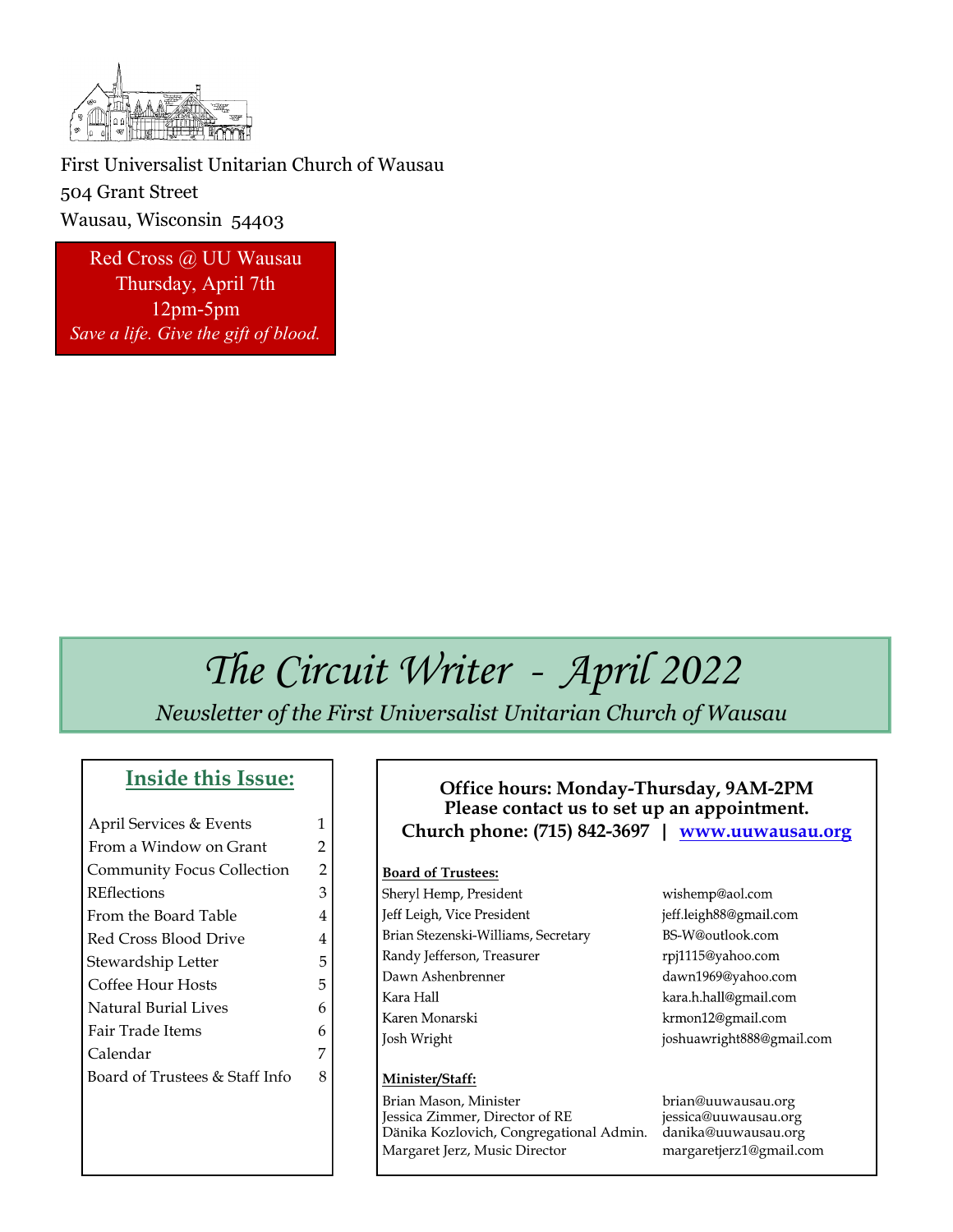First Universalist Unitarian Church of Wausau
504 Grant Street
Wausau, Wisconsin 54403

Red Cross @ UU Wausau
Thursday, April 7th
12pm-5pm
*Save a life. Give the gift of blood.*

# The Circuit Writer - April 2022

*Newsletter of the First Universalist Unitarian Church of Wausau*

## Inside this Issue:

| | |
|---|---|
| April Services & Events | 1 |
| From a Window on Grant | 2 |
| Community Focus Collection | 2 |
| REflections | 3 |
| From the Board Table | 4 |
| Red Cross Blood Drive | 4 |
| Stewardship Letter | 5 |
| Coffee Hour Hosts | 5 |
| Natural Burial Lives | 6 |
| Fair Trade Items | 6 |
| Calendar | 7 |
| Board of Trustees & Staff Info | 8 |

**Office hours: Monday-Thursday, 9AM-2PM**
**Please contact us to set up an appointment.**
**Church phone: (715) 842-3697 | www.uuwausau.org**

**Board of Trustees:**

| | |
|---|---|
| Sheryl Hemp, President | wishemp@aol.com |
| Jeff Leigh, Vice President | jeff.leigh88@gmail.com |
| Brian Stezenski-Williams, Secretary | BS-W@outlook.com |
| Randy Jefferson, Treasurer | rpj1115@yahoo.com |
| Dawn Ashenbrenner | dawn1969@yahoo.com |
| Kara Hall | kara.h.hall@gmail.com |
| Karen Monarski | krmon12@gmail.com |
| Josh Wright | joshuawright888@gmail.com |

**Minister/Staff:**

| | |
|---|---|
| Brian Mason, Minister | brian@uuwausau.org |
| Jessica Zimmer, Director of RE | jessica@uuwausau.org |
| Dänika Kozlovich, Congregational Admin. | danika@uuwausau.org |
| Margaret Jerz, Music Director | margaretjerz1@gmail.com |